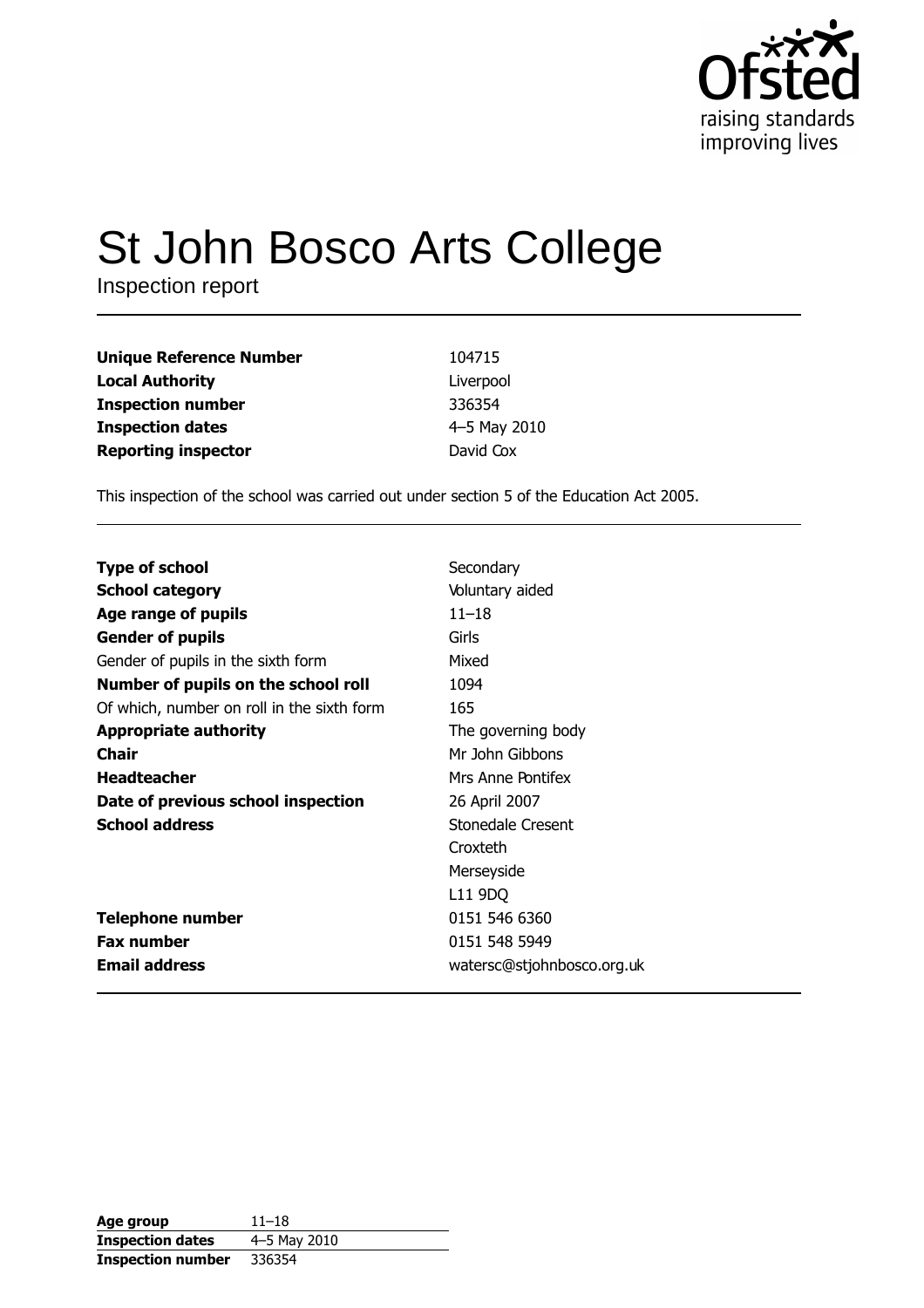Ofsted
raising standards
improving lives

# St John Bosco Arts College

Inspection report

| | |
|---|---|
| **Unique Reference Number** | 104715 |
| **Local Authority** | Liverpool |
| **Inspection number** | 336354 |
| **Inspection dates** | 4–5 May 2010 |
| **Reporting inspector** | David Cox |

This inspection of the school was carried out under section 5 of the Education Act 2005.

| | |
|---|---|
| **Type of school** | Secondary |
| **School category** | Voluntary aided |
| **Age range of pupils** | 11–18 |
| **Gender of pupils** | Girls |
| Gender of pupils in the sixth form | Mixed |
| **Number of pupils on the school roll** | 1094 |
| Of which, number on roll in the sixth form | 165 |
| **Appropriate authority** | The governing body |
| **Chair** | Mr John Gibbons |
| **Headteacher** | Mrs Anne Pontifex |
| **Date of previous school inspection** | 26 April 2007 |
| **School address** | Stonedale Cresent<br>Croxteth<br>Merseyside<br>L11 9DQ |
| **Telephone number** | 0151 546 6360 |
| **Fax number** | 0151 548 5949 |
| **Email address** | watersc@stjohnbosco.org.uk |

| | |
|---|---|
| **Age group** | 11–18 |
| **Inspection dates** | 4–5 May 2010 |
| **Inspection number** | 336354 |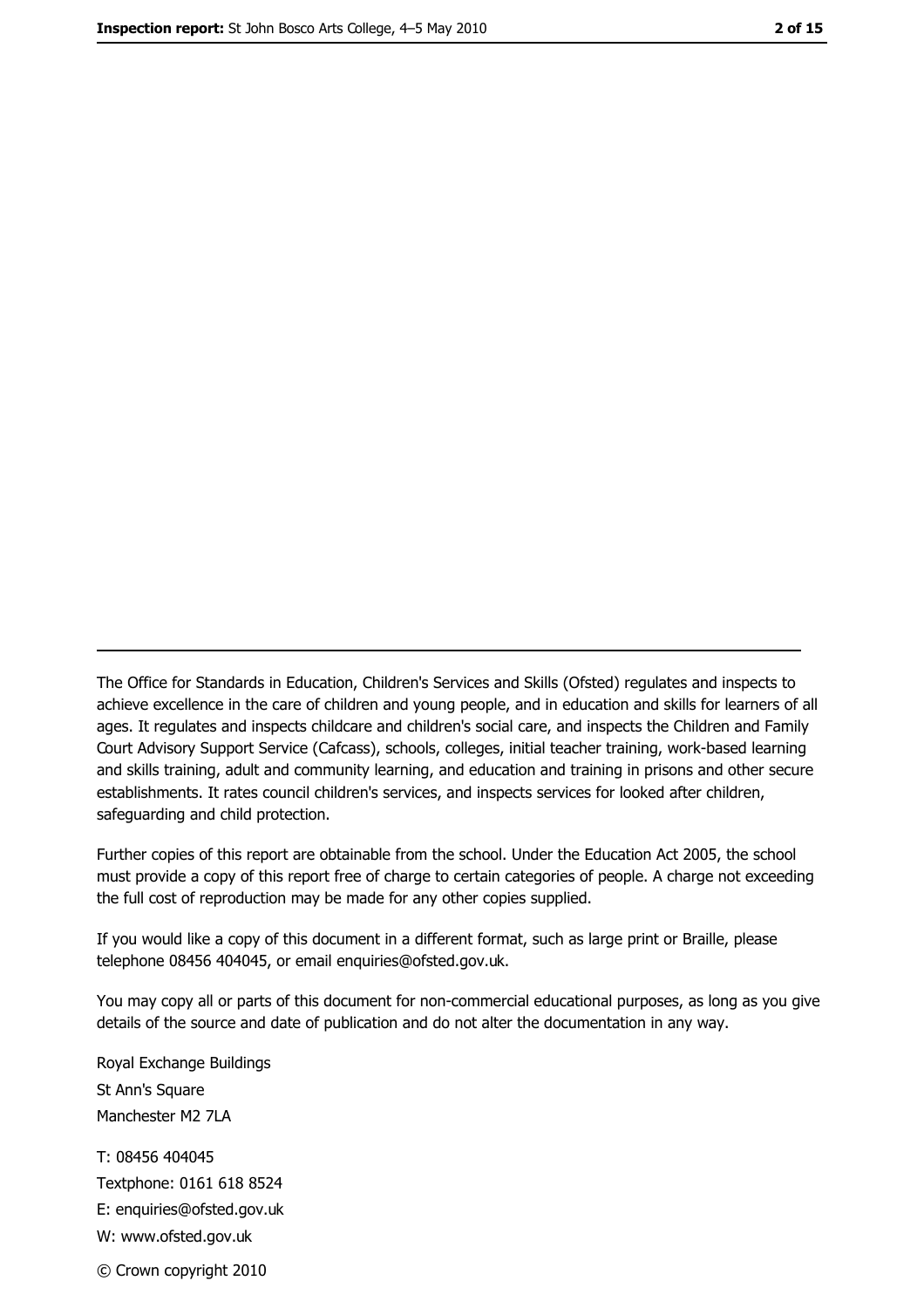---

The Office for Standards in Education, Children's Services and Skills (Ofsted) regulates and inspects to achieve excellence in the care of children and young people, and in education and skills for learners of all ages. It regulates and inspects childcare and children's social care, and inspects the Children and Family Court Advisory Support Service (Cafcass), schools, colleges, initial teacher training, work-based learning and skills training, adult and community learning, and education and training in prisons and other secure establishments. It rates council children's services, and inspects services for looked after children, safeguarding and child protection.

Further copies of this report are obtainable from the school. Under the Education Act 2005, the school must provide a copy of this report free of charge to certain categories of people. A charge not exceeding the full cost of reproduction may be made for any other copies supplied.

If you would like a copy of this document in a different format, such as large print or Braille, please telephone 08456 404045, or email enquiries@ofsted.gov.uk.

You may copy all or parts of this document for non-commercial educational purposes, as long as you give details of the source and date of publication and do not alter the documentation in any way.

Royal Exchange Buildings
St Ann's Square
Manchester M2 7LA

T: 08456 404045
Textphone: 0161 618 8524
E: enquiries@ofsted.gov.uk
W: www.ofsted.gov.uk

© Crown copyright 2010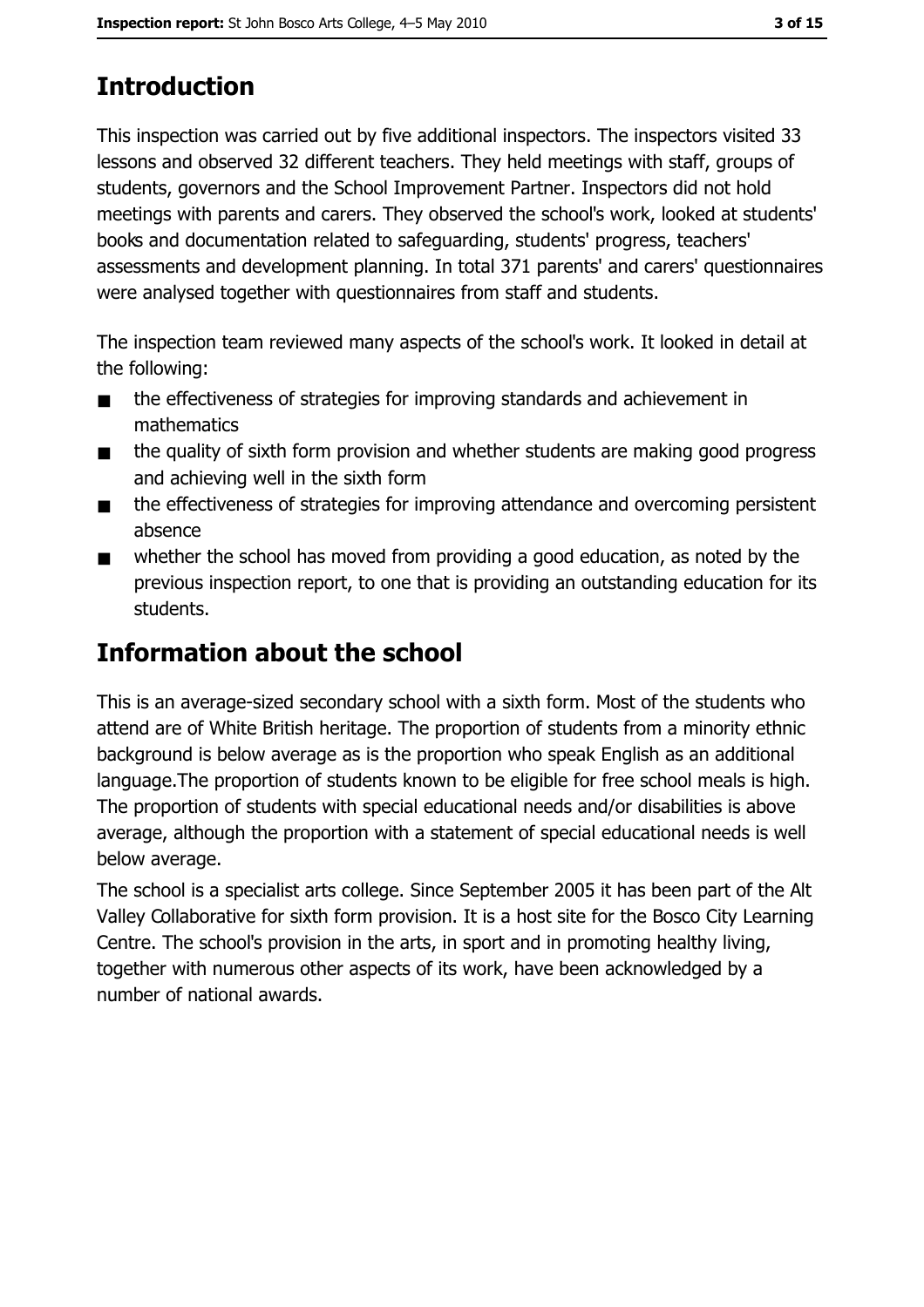## Introduction

This inspection was carried out by five additional inspectors. The inspectors visited 33 lessons and observed 32 different teachers. They held meetings with staff, groups of students, governors and the School Improvement Partner. Inspectors did not hold meetings with parents and carers. They observed the school's work, looked at students' books and documentation related to safeguarding, students' progress, teachers' assessments and development planning. In total 371 parents' and carers' questionnaires were analysed together with questionnaires from staff and students.

The inspection team reviewed many aspects of the school's work. It looked in detail at the following:

- the effectiveness of strategies for improving standards and achievement in mathematics
- the quality of sixth form provision and whether students are making good progress and achieving well in the sixth form
- the effectiveness of strategies for improving attendance and overcoming persistent absence
- whether the school has moved from providing a good education, as noted by the previous inspection report, to one that is providing an outstanding education for its students.

## Information about the school

This is an average-sized secondary school with a sixth form. Most of the students who attend are of White British heritage. The proportion of students from a minority ethnic background is below average as is the proportion who speak English as an additional language.The proportion of students known to be eligible for free school meals is high. The proportion of students with special educational needs and/or disabilities is above average, although the proportion with a statement of special educational needs is well below average.

The school is a specialist arts college. Since September 2005 it has been part of the Alt Valley Collaborative for sixth form provision. It is a host site for the Bosco City Learning Centre. The school's provision in the arts, in sport and in promoting healthy living, together with numerous other aspects of its work, have been acknowledged by a number of national awards.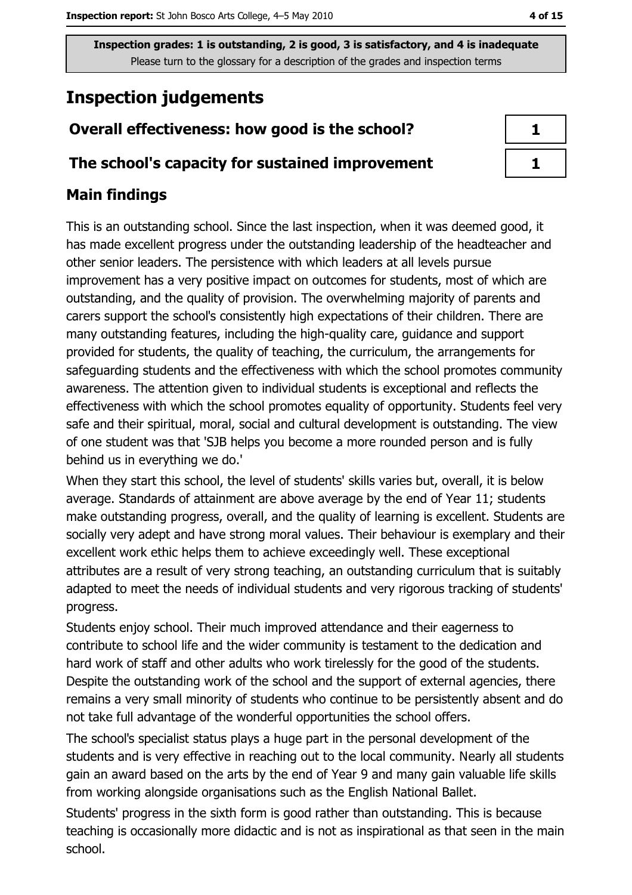Inspection grades: 1 is outstanding, 2 is good, 3 is satisfactory, and 4 is inadequate
Please turn to the glossary for a description of the grades and inspection terms

# Inspection judgements

| | |
|---|---|
| **Overall effectiveness: how good is the school?** | 1 |
| **The school's capacity for sustained improvement** | 1 |

## Main findings

This is an outstanding school. Since the last inspection, when it was deemed good, it has made excellent progress under the outstanding leadership of the headteacher and other senior leaders. The persistence with which leaders at all levels pursue improvement has a very positive impact on outcomes for students, most of which are outstanding, and the quality of provision. The overwhelming majority of parents and carers support the school's consistently high expectations of their children. There are many outstanding features, including the high-quality care, guidance and support provided for students, the quality of teaching, the curriculum, the arrangements for safeguarding students and the effectiveness with which the school promotes community awareness. The attention given to individual students is exceptional and reflects the effectiveness with which the school promotes equality of opportunity. Students feel very safe and their spiritual, moral, social and cultural development is outstanding. The view of one student was that 'SJB helps you become a more rounded person and is fully behind us in everything we do.'

When they start this school, the level of students' skills varies but, overall, it is below average. Standards of attainment are above average by the end of Year 11; students make outstanding progress, overall, and the quality of learning is excellent. Students are socially very adept and have strong moral values. Their behaviour is exemplary and their excellent work ethic helps them to achieve exceedingly well. These exceptional attributes are a result of very strong teaching, an outstanding curriculum that is suitably adapted to meet the needs of individual students and very rigorous tracking of students' progress.

Students enjoy school. Their much improved attendance and their eagerness to contribute to school life and the wider community is testament to the dedication and hard work of staff and other adults who work tirelessly for the good of the students. Despite the outstanding work of the school and the support of external agencies, there remains a very small minority of students who continue to be persistently absent and do not take full advantage of the wonderful opportunities the school offers.

The school's specialist status plays a huge part in the personal development of the students and is very effective in reaching out to the local community. Nearly all students gain an award based on the arts by the end of Year 9 and many gain valuable life skills from working alongside organisations such as the English National Ballet.

Students' progress in the sixth form is good rather than outstanding. This is because teaching is occasionally more didactic and is not as inspirational as that seen in the main school.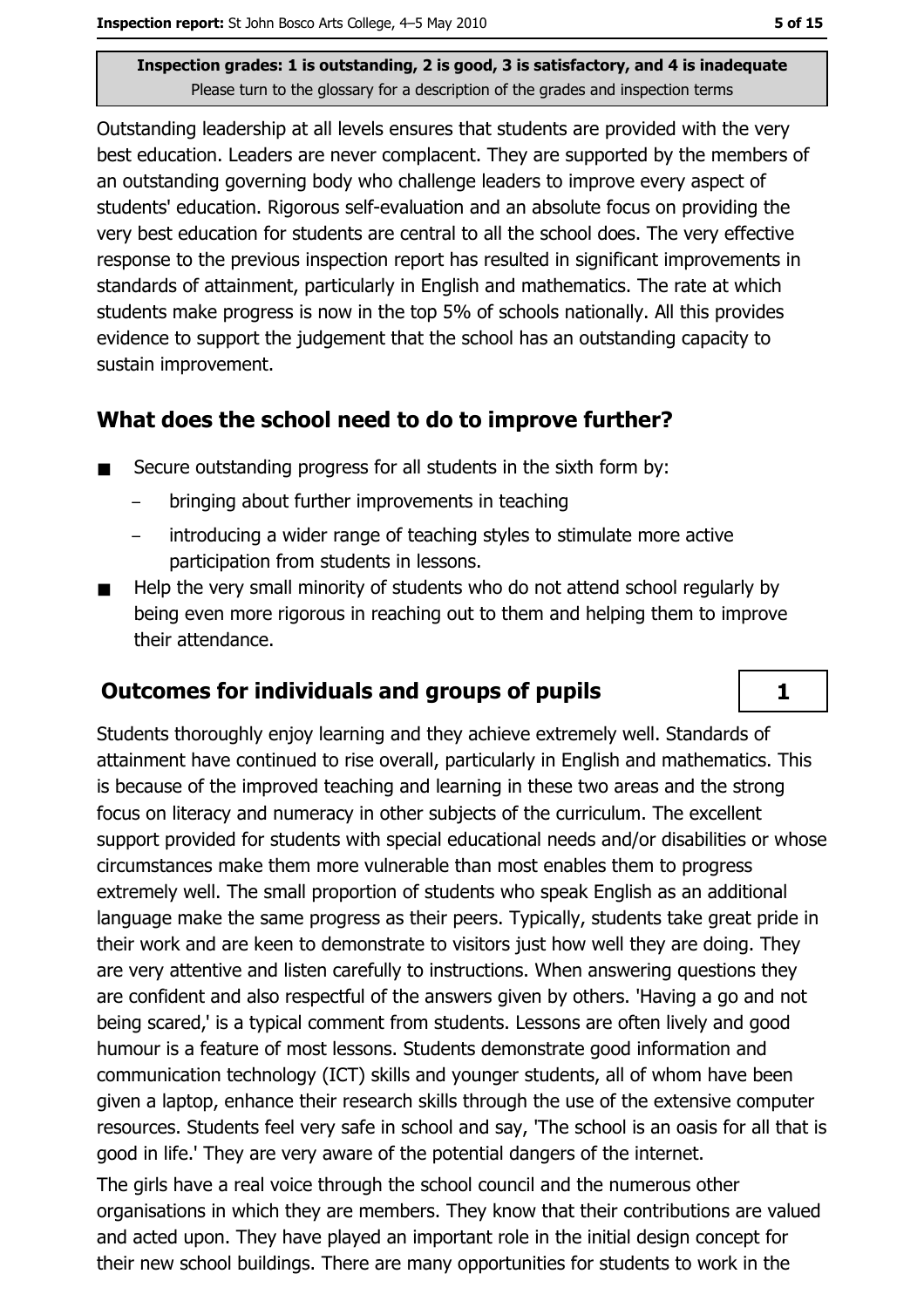**Inspection grades: 1 is outstanding, 2 is good, 3 is satisfactory, and 4 is inadequate**
Please turn to the glossary for a description of the grades and inspection terms

Outstanding leadership at all levels ensures that students are provided with the very best education. Leaders are never complacent. They are supported by the members of an outstanding governing body who challenge leaders to improve every aspect of students' education. Rigorous self-evaluation and an absolute focus on providing the very best education for students are central to all the school does. The very effective response to the previous inspection report has resulted in significant improvements in standards of attainment, particularly in English and mathematics. The rate at which students make progress is now in the top 5% of schools nationally. All this provides evidence to support the judgement that the school has an outstanding capacity to sustain improvement.

## What does the school need to do to improve further?

- Secure outstanding progress for all students in the sixth form by:
  - bringing about further improvements in teaching
  - introducing a wider range of teaching styles to stimulate more active participation from students in lessons.
- Help the very small minority of students who do not attend school regularly by being even more rigorous in reaching out to them and helping them to improve their attendance.

## Outcomes for individuals and groups of pupils — 1

Students thoroughly enjoy learning and they achieve extremely well. Standards of attainment have continued to rise overall, particularly in English and mathematics. This is because of the improved teaching and learning in these two areas and the strong focus on literacy and numeracy in other subjects of the curriculum. The excellent support provided for students with special educational needs and/or disabilities or whose circumstances make them more vulnerable than most enables them to progress extremely well. The small proportion of students who speak English as an additional language make the same progress as their peers. Typically, students take great pride in their work and are keen to demonstrate to visitors just how well they are doing. They are very attentive and listen carefully to instructions. When answering questions they are confident and also respectful of the answers given by others. 'Having a go and not being scared,' is a typical comment from students. Lessons are often lively and good humour is a feature of most lessons. Students demonstrate good information and communication technology (ICT) skills and younger students, all of whom have been given a laptop, enhance their research skills through the use of the extensive computer resources. Students feel very safe in school and say, 'The school is an oasis for all that is good in life.' They are very aware of the potential dangers of the internet.

The girls have a real voice through the school council and the numerous other organisations in which they are members. They know that their contributions are valued and acted upon. They have played an important role in the initial design concept for their new school buildings. There are many opportunities for students to work in the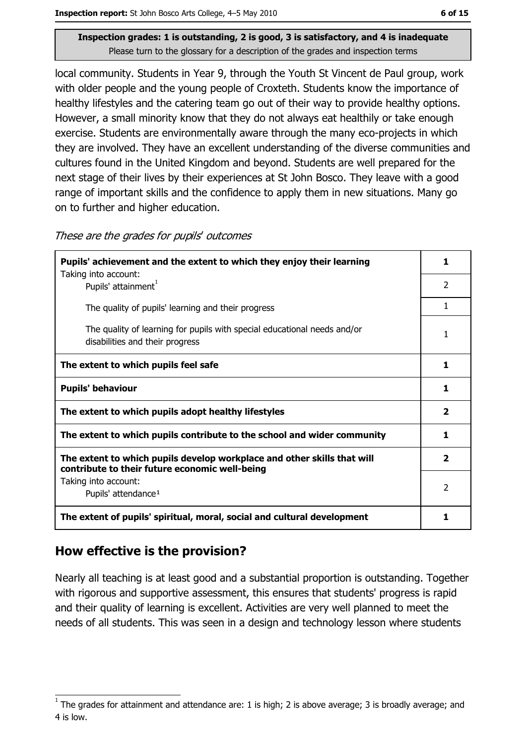Inspection grades: 1 is outstanding, 2 is good, 3 is satisfactory, and 4 is inadequate
Please turn to the glossary for a description of the grades and inspection terms

local community. Students in Year 9, through the Youth St Vincent de Paul group, work with older people and the young people of Croxteth. Students know the importance of healthy lifestyles and the catering team go out of their way to provide healthy options. However, a small minority know that they do not always eat healthily or take enough exercise. Students are environmentally aware through the many eco-projects in which they are involved. They have an excellent understanding of the diverse communities and cultures found in the United Kingdom and beyond. Students are well prepared for the next stage of their lives by their experiences at St John Bosco. They leave with a good range of important skills and the confidence to apply them in new situations. Many go on to further and higher education.

*These are the grades for pupils' outcomes*

| | |
|---|---|
| **Pupils' achievement and the extent to which they enjoy their learning** | **1** |
| Taking into account: Pupils' attainment[1] | 2 |
| The quality of pupils' learning and their progress | 1 |
| The quality of learning for pupils with special educational needs and/or disabilities and their progress | 1 |
| **The extent to which pupils feel safe** | **1** |
| **Pupils' behaviour** | **1** |
| **The extent to which pupils adopt healthy lifestyles** | **2** |
| **The extent to which pupils contribute to the school and wider community** | **1** |
| **The extent to which pupils develop workplace and other skills that will contribute to their future economic well-being** | **2** |
| Taking into account: Pupils' attendance[1] | 2 |
| **The extent of pupils' spiritual, moral, social and cultural development** | **1** |

## How effective is the provision?

Nearly all teaching is at least good and a substantial proportion is outstanding. Together with rigorous and supportive assessment, this ensures that students' progress is rapid and their quality of learning is excellent. Activities are very well planned to meet the needs of all students. This was seen in a design and technology lesson where students

[1] The grades for attainment and attendance are: 1 is high; 2 is above average; 3 is broadly average; and 4 is low.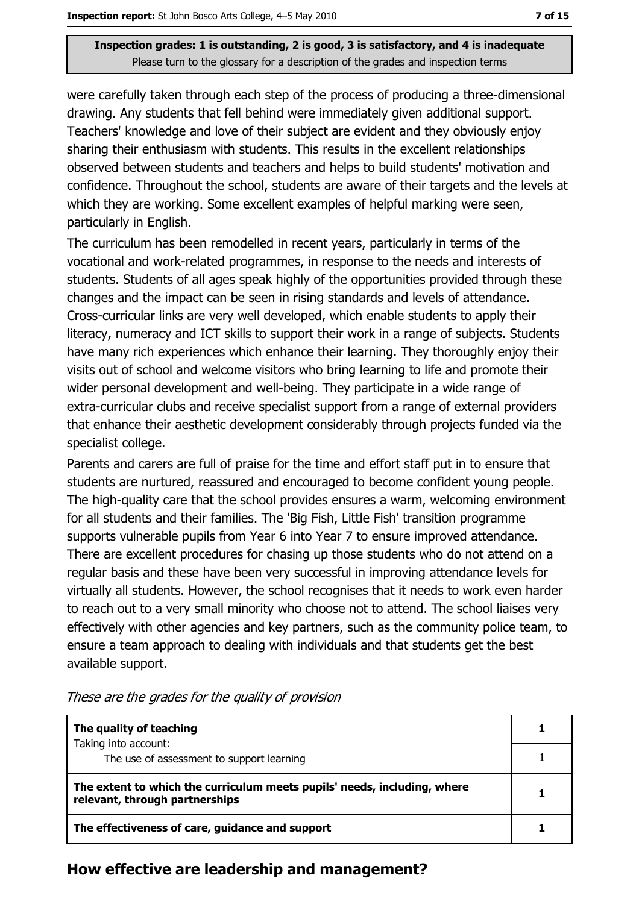**Inspection grades: 1 is outstanding, 2 is good, 3 is satisfactory, and 4 is inadequate**
Please turn to the glossary for a description of the grades and inspection terms

were carefully taken through each step of the process of producing a three-dimensional drawing. Any students that fell behind were immediately given additional support. Teachers' knowledge and love of their subject are evident and they obviously enjoy sharing their enthusiasm with students. This results in the excellent relationships observed between students and teachers and helps to build students' motivation and confidence. Throughout the school, students are aware of their targets and the levels at which they are working. Some excellent examples of helpful marking were seen, particularly in English.

The curriculum has been remodelled in recent years, particularly in terms of the vocational and work-related programmes, in response to the needs and interests of students. Students of all ages speak highly of the opportunities provided through these changes and the impact can be seen in rising standards and levels of attendance. Cross-curricular links are very well developed, which enable students to apply their literacy, numeracy and ICT skills to support their work in a range of subjects. Students have many rich experiences which enhance their learning. They thoroughly enjoy their visits out of school and welcome visitors who bring learning to life and promote their wider personal development and well-being. They participate in a wide range of extra-curricular clubs and receive specialist support from a range of external providers that enhance their aesthetic development considerably through projects funded via the specialist college.

Parents and carers are full of praise for the time and effort staff put in to ensure that students are nurtured, reassured and encouraged to become confident young people. The high-quality care that the school provides ensures a warm, welcoming environment for all students and their families. The 'Big Fish, Little Fish' transition programme supports vulnerable pupils from Year 6 into Year 7 to ensure improved attendance. There are excellent procedures for chasing up those students who do not attend on a regular basis and these have been very successful in improving attendance levels for virtually all students. However, the school recognises that it needs to work even harder to reach out to a very small minority who choose not to attend. The school liaises very effectively with other agencies and key partners, such as the community police team, to ensure a team approach to dealing with individuals and that students get the best available support.

*These are the grades for the quality of provision*

| | |
|---|---|
| **The quality of teaching** | **1** |
| Taking into account: The use of assessment to support learning | 1 |
| **The extent to which the curriculum meets pupils' needs, including, where relevant, through partnerships** | **1** |
| **The effectiveness of care, guidance and support** | **1** |

## How effective are leadership and management?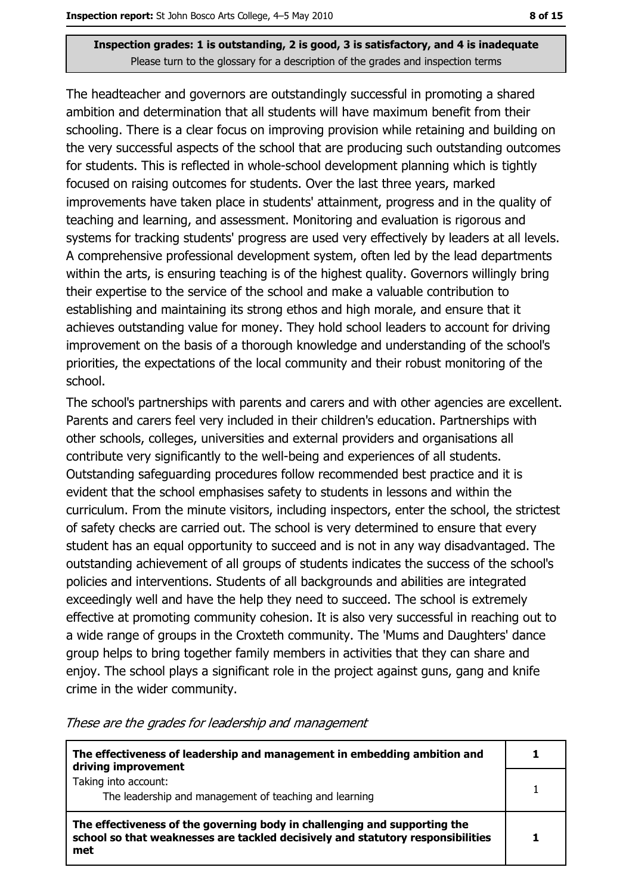**Inspection grades: 1 is outstanding, 2 is good, 3 is satisfactory, and 4 is inadequate**
Please turn to the glossary for a description of the grades and inspection terms

The headteacher and governors are outstandingly successful in promoting a shared ambition and determination that all students will have maximum benefit from their schooling. There is a clear focus on improving provision while retaining and building on the very successful aspects of the school that are producing such outstanding outcomes for students. This is reflected in whole-school development planning which is tightly focused on raising outcomes for students. Over the last three years, marked improvements have taken place in students' attainment, progress and in the quality of teaching and learning, and assessment. Monitoring and evaluation is rigorous and systems for tracking students' progress are used very effectively by leaders at all levels. A comprehensive professional development system, often led by the lead departments within the arts, is ensuring teaching is of the highest quality. Governors willingly bring their expertise to the service of the school and make a valuable contribution to establishing and maintaining its strong ethos and high morale, and ensure that it achieves outstanding value for money. They hold school leaders to account for driving improvement on the basis of a thorough knowledge and understanding of the school's priorities, the expectations of the local community and their robust monitoring of the school.

The school's partnerships with parents and carers and with other agencies are excellent. Parents and carers feel very included in their children's education. Partnerships with other schools, colleges, universities and external providers and organisations all contribute very significantly to the well-being and experiences of all students. Outstanding safeguarding procedures follow recommended best practice and it is evident that the school emphasises safety to students in lessons and within the curriculum. From the minute visitors, including inspectors, enter the school, the strictest of safety checks are carried out. The school is very determined to ensure that every student has an equal opportunity to succeed and is not in any way disadvantaged. The outstanding achievement of all groups of students indicates the success of the school's policies and interventions. Students of all backgrounds and abilities are integrated exceedingly well and have the help they need to succeed. The school is extremely effective at promoting community cohesion. It is also very successful in reaching out to a wide range of groups in the Croxteth community. The 'Mums and Daughters' dance group helps to bring together family members in activities that they can share and enjoy. The school plays a significant role in the project against guns, gang and knife crime in the wider community.

*These are the grades for leadership and management*

| | |
|---|---|
| **The effectiveness of leadership and management in embedding ambition and driving improvement** | **1** |
| Taking into account:<br>The leadership and management of teaching and learning | 1 |
| **The effectiveness of the governing body in challenging and supporting the school so that weaknesses are tackled decisively and statutory responsibilities met** | **1** |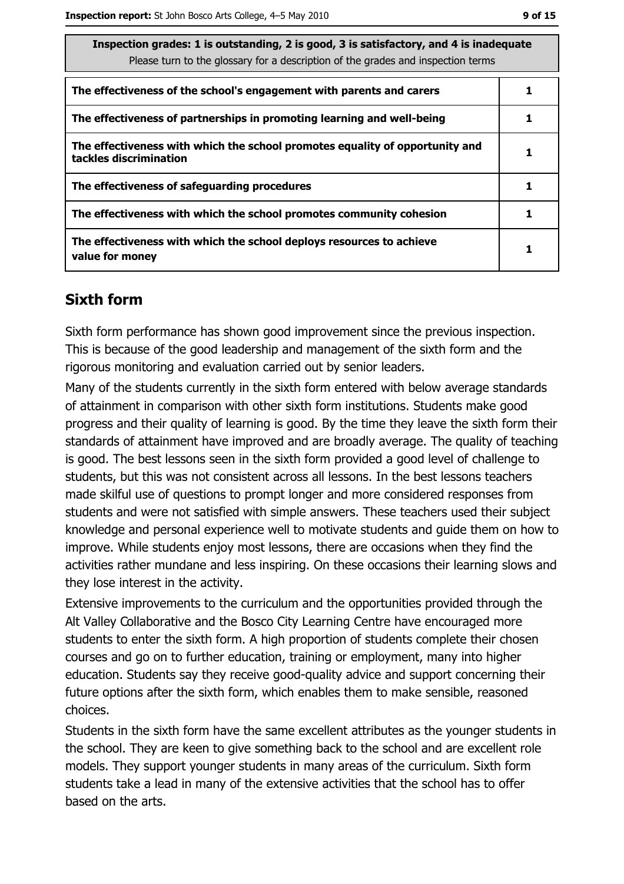| Inspection grades: 1 is outstanding, 2 is good, 3 is satisfactory, and 4 is inadequate<br>Please turn to the glossary for a description of the grades and inspection terms | |
|---|---|
| **The effectiveness of the school's engagement with parents and carers** | **1** |
| **The effectiveness of partnerships in promoting learning and well-being** | **1** |
| **The effectiveness with which the school promotes equality of opportunity and tackles discrimination** | **1** |
| **The effectiveness of safeguarding procedures** | **1** |
| **The effectiveness with which the school promotes community cohesion** | **1** |
| **The effectiveness with which the school deploys resources to achieve value for money** | **1** |

## Sixth form

Sixth form performance has shown good improvement since the previous inspection. This is because of the good leadership and management of the sixth form and the rigorous monitoring and evaluation carried out by senior leaders.

Many of the students currently in the sixth form entered with below average standards of attainment in comparison with other sixth form institutions. Students make good progress and their quality of learning is good. By the time they leave the sixth form their standards of attainment have improved and are broadly average. The quality of teaching is good. The best lessons seen in the sixth form provided a good level of challenge to students, but this was not consistent across all lessons. In the best lessons teachers made skilful use of questions to prompt longer and more considered responses from students and were not satisfied with simple answers. These teachers used their subject knowledge and personal experience well to motivate students and guide them on how to improve. While students enjoy most lessons, there are occasions when they find the activities rather mundane and less inspiring. On these occasions their learning slows and they lose interest in the activity.

Extensive improvements to the curriculum and the opportunities provided through the Alt Valley Collaborative and the Bosco City Learning Centre have encouraged more students to enter the sixth form. A high proportion of students complete their chosen courses and go on to further education, training or employment, many into higher education. Students say they receive good-quality advice and support concerning their future options after the sixth form, which enables them to make sensible, reasoned choices.

Students in the sixth form have the same excellent attributes as the younger students in the school. They are keen to give something back to the school and are excellent role models. They support younger students in many areas of the curriculum. Sixth form students take a lead in many of the extensive activities that the school has to offer based on the arts.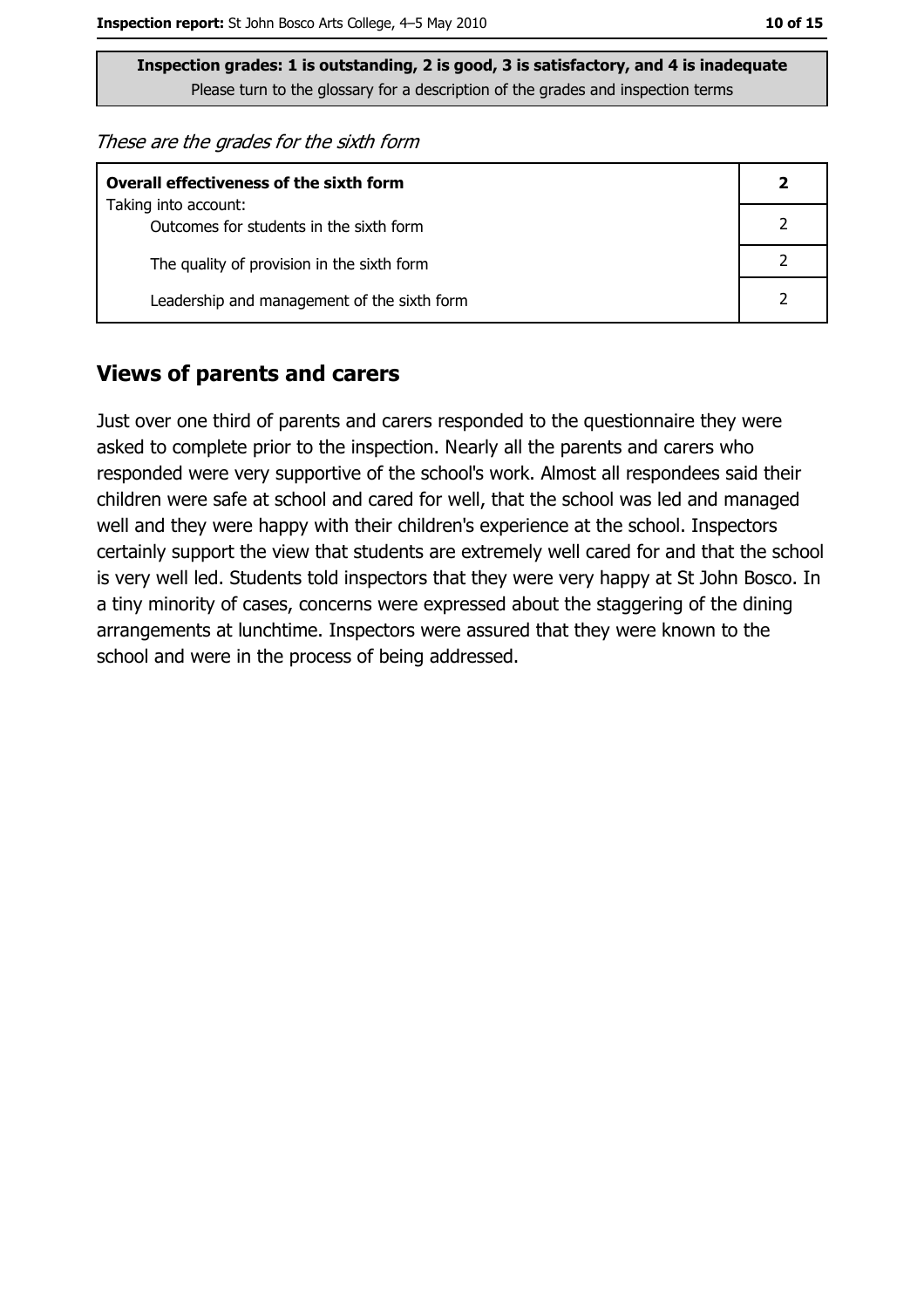**Inspection grades: 1 is outstanding, 2 is good, 3 is satisfactory, and 4 is inadequate**
Please turn to the glossary for a description of the grades and inspection terms

*These are the grades for the sixth form*

| **Overall effectiveness of the sixth form** | **2** |
|---|---|
| Taking into account: Outcomes for students in the sixth form | 2 |
| The quality of provision in the sixth form | 2 |
| Leadership and management of the sixth form | 2 |

## Views of parents and carers

Just over one third of parents and carers responded to the questionnaire they were asked to complete prior to the inspection. Nearly all the parents and carers who responded were very supportive of the school's work. Almost all respondees said their children were safe at school and cared for well, that the school was led and managed well and they were happy with their children's experience at the school. Inspectors certainly support the view that students are extremely well cared for and that the school is very well led. Students told inspectors that they were very happy at St John Bosco. In a tiny minority of cases, concerns were expressed about the staggering of the dining arrangements at lunchtime. Inspectors were assured that they were known to the school and were in the process of being addressed.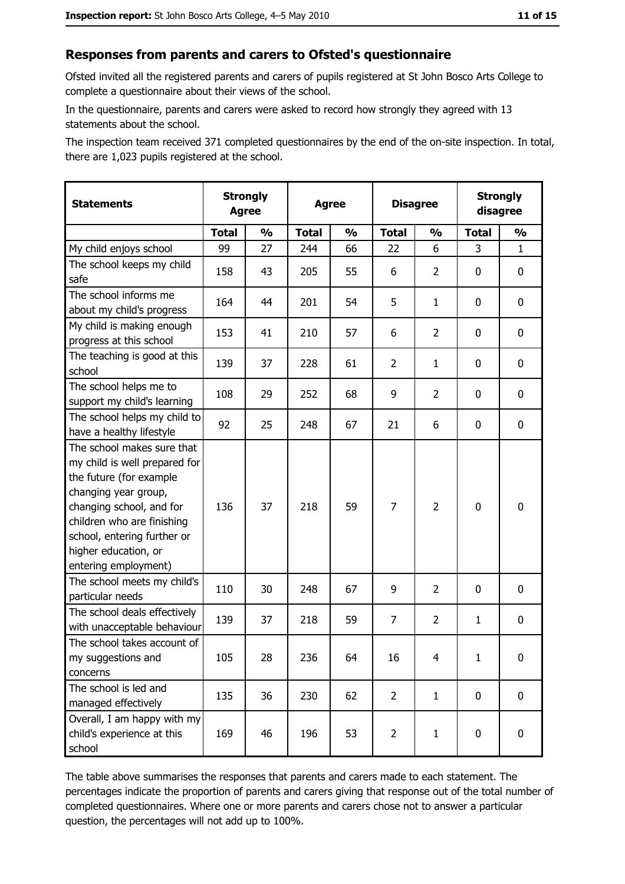## Responses from parents and carers to Ofsted's questionnaire

Ofsted invited all the registered parents and carers of pupils registered at St John Bosco Arts College to complete a questionnaire about their views of the school.

In the questionnaire, parents and carers were asked to record how strongly they agreed with 13 statements about the school.

The inspection team received 371 completed questionnaires by the end of the on-site inspection. In total, there are 1,023 pupils registered at the school.

| Statements | Strongly Agree | | Agree | | Disagree | | Strongly disagree | |
|---|---|---|---|---|---|---|---|---|
| | Total | % | Total | % | Total | % | Total | % |
| My child enjoys school | 99 | 27 | 244 | 66 | 22 | 6 | 3 | 1 |
| The school keeps my child safe | 158 | 43 | 205 | 55 | 6 | 2 | 0 | 0 |
| The school informs me about my child's progress | 164 | 44 | 201 | 54 | 5 | 1 | 0 | 0 |
| My child is making enough progress at this school | 153 | 41 | 210 | 57 | 6 | 2 | 0 | 0 |
| The teaching is good at this school | 139 | 37 | 228 | 61 | 2 | 1 | 0 | 0 |
| The school helps me to support my child's learning | 108 | 29 | 252 | 68 | 9 | 2 | 0 | 0 |
| The school helps my child to have a healthy lifestyle | 92 | 25 | 248 | 67 | 21 | 6 | 0 | 0 |
| The school makes sure that my child is well prepared for the future (for example changing year group, changing school, and for children who are finishing school, entering further or higher education, or entering employment) | 136 | 37 | 218 | 59 | 7 | 2 | 0 | 0 |
| The school meets my child's particular needs | 110 | 30 | 248 | 67 | 9 | 2 | 0 | 0 |
| The school deals effectively with unacceptable behaviour | 139 | 37 | 218 | 59 | 7 | 2 | 1 | 0 |
| The school takes account of my suggestions and concerns | 105 | 28 | 236 | 64 | 16 | 4 | 1 | 0 |
| The school is led and managed effectively | 135 | 36 | 230 | 62 | 2 | 1 | 0 | 0 |
| Overall, I am happy with my child's experience at this school | 169 | 46 | 196 | 53 | 2 | 1 | 0 | 0 |

The table above summarises the responses that parents and carers made to each statement. The percentages indicate the proportion of parents and carers giving that response out of the total number of completed questionnaires. Where one or more parents and carers chose not to answer a particular question, the percentages will not add up to 100%.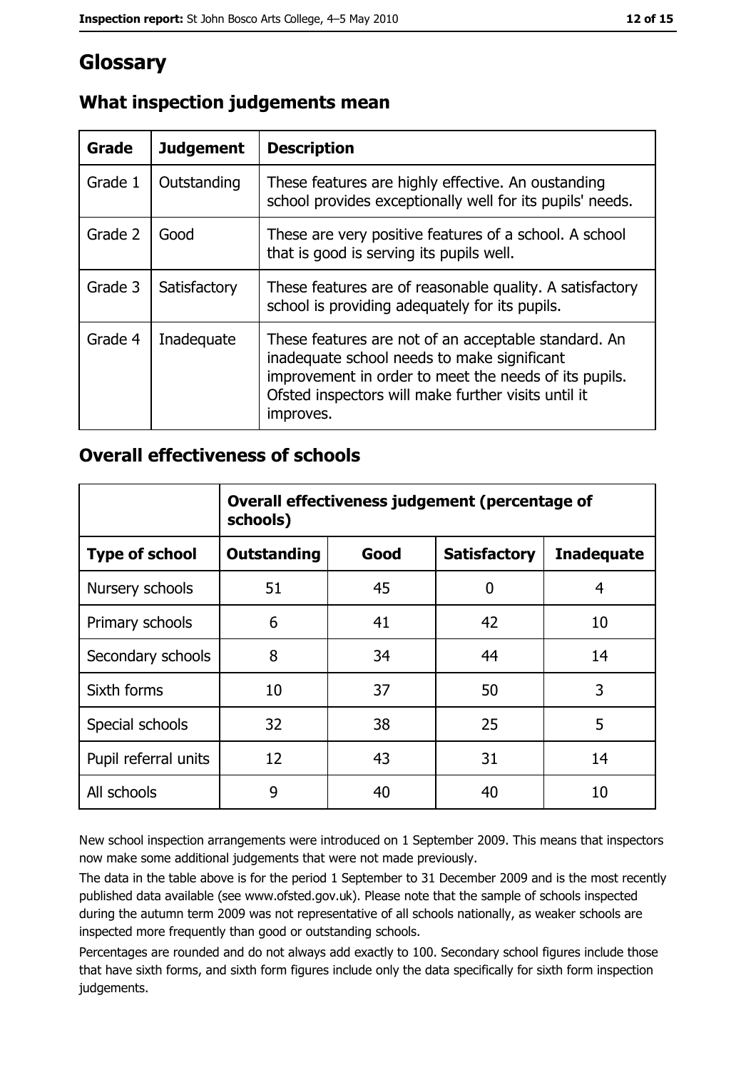# Glossary

## What inspection judgements mean

| Grade | Judgement | Description |
|---|---|---|
| Grade 1 | Outstanding | These features are highly effective. An oustanding school provides exceptionally well for its pupils' needs. |
| Grade 2 | Good | These are very positive features of a school. A school that is good is serving its pupils well. |
| Grade 3 | Satisfactory | These features are of reasonable quality. A satisfactory school is providing adequately for its pupils. |
| Grade 4 | Inadequate | These features are not of an acceptable standard. An inadequate school needs to make significant improvement in order to meet the needs of its pupils. Ofsted inspectors will make further visits until it improves. |

## Overall effectiveness of schools

| | Overall effectiveness judgement (percentage of schools) | | | |
|---|---|---|---|---|
| **Type of school** | **Outstanding** | **Good** | **Satisfactory** | **Inadequate** |
| Nursery schools | 51 | 45 | 0 | 4 |
| Primary schools | 6 | 41 | 42 | 10 |
| Secondary schools | 8 | 34 | 44 | 14 |
| Sixth forms | 10 | 37 | 50 | 3 |
| Special schools | 32 | 38 | 25 | 5 |
| Pupil referral units | 12 | 43 | 31 | 14 |
| All schools | 9 | 40 | 40 | 10 |

New school inspection arrangements were introduced on 1 September 2009. This means that inspectors now make some additional judgements that were not made previously.

The data in the table above is for the period 1 September to 31 December 2009 and is the most recently published data available (see www.ofsted.gov.uk). Please note that the sample of schools inspected during the autumn term 2009 was not representative of all schools nationally, as weaker schools are inspected more frequently than good or outstanding schools.

Percentages are rounded and do not always add exactly to 100. Secondary school figures include those that have sixth forms, and sixth form figures include only the data specifically for sixth form inspection judgements.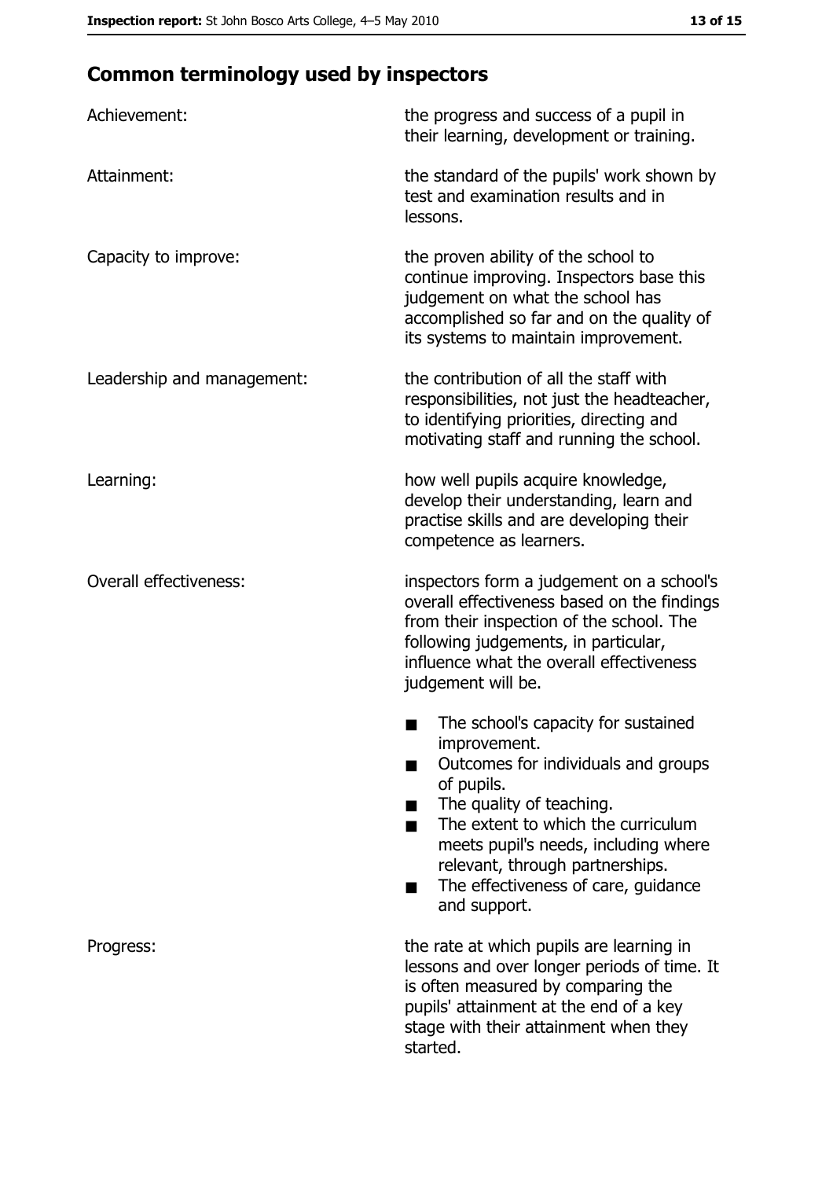## Common terminology used by inspectors

| | |
|---|---|
| Achievement: | the progress and success of a pupil in their learning, development or training. |
| Attainment: | the standard of the pupils' work shown by test and examination results and in lessons. |
| Capacity to improve: | the proven ability of the school to continue improving. Inspectors base this judgement on what the school has accomplished so far and on the quality of its systems to maintain improvement. |
| Leadership and management: | the contribution of all the staff with responsibilities, not just the headteacher, to identifying priorities, directing and motivating staff and running the school. |
| Learning: | how well pupils acquire knowledge, develop their understanding, learn and practise skills and are developing their competence as learners. |
| Overall effectiveness: | inspectors form a judgement on a school's overall effectiveness based on the findings from their inspection of the school. The following judgements, in particular, influence what the overall effectiveness judgement will be. ■ The school's capacity for sustained improvement. ■ Outcomes for individuals and groups of pupils. ■ The quality of teaching. ■ The extent to which the curriculum meets pupil's needs, including where relevant, through partnerships. ■ The effectiveness of care, guidance and support. |
| Progress: | the rate at which pupils are learning in lessons and over longer periods of time. It is often measured by comparing the pupils' attainment at the end of a key stage with their attainment when they started. |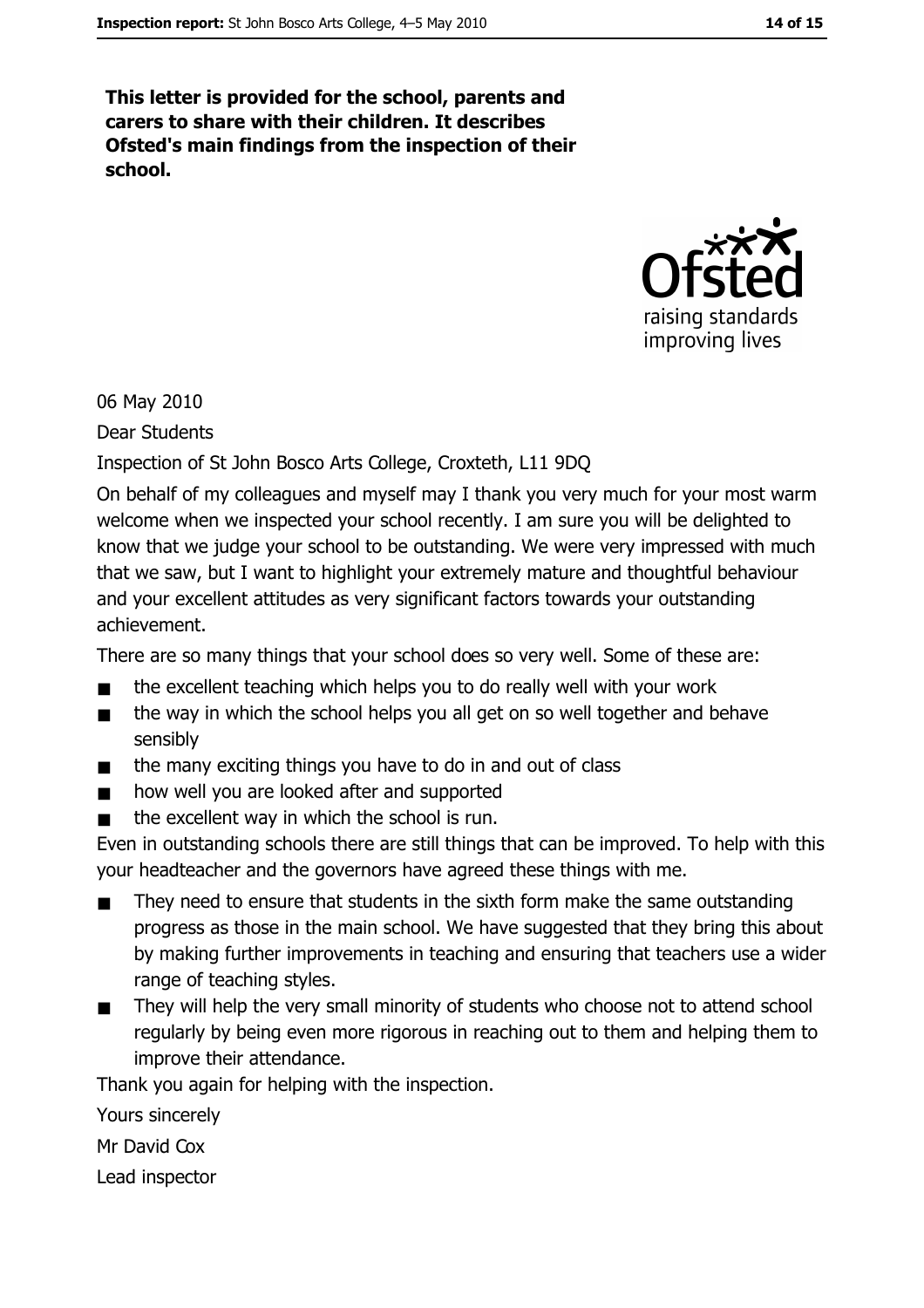**This letter is provided for the school, parents and carers to share with their children. It describes Ofsted's main findings from the inspection of their school.**

06 May 2010

Dear Students

Inspection of St John Bosco Arts College, Croxteth, L11 9DQ

On behalf of my colleagues and myself may I thank you very much for your most warm welcome when we inspected your school recently. I am sure you will be delighted to know that we judge your school to be outstanding. We were very impressed with much that we saw, but I want to highlight your extremely mature and thoughtful behaviour and your excellent attitudes as very significant factors towards your outstanding achievement.

There are so many things that your school does so very well. Some of these are:

- the excellent teaching which helps you to do really well with your work
- the way in which the school helps you all get on so well together and behave sensibly
- the many exciting things you have to do in and out of class
- how well you are looked after and supported
- the excellent way in which the school is run.

Even in outstanding schools there are still things that can be improved. To help with this your headteacher and the governors have agreed these things with me.

- They need to ensure that students in the sixth form make the same outstanding progress as those in the main school. We have suggested that they bring this about by making further improvements in teaching and ensuring that teachers use a wider range of teaching styles.
- They will help the very small minority of students who choose not to attend school regularly by being even more rigorous in reaching out to them and helping them to improve their attendance.

Thank you again for helping with the inspection.

Yours sincerely

Mr David Cox

Lead inspector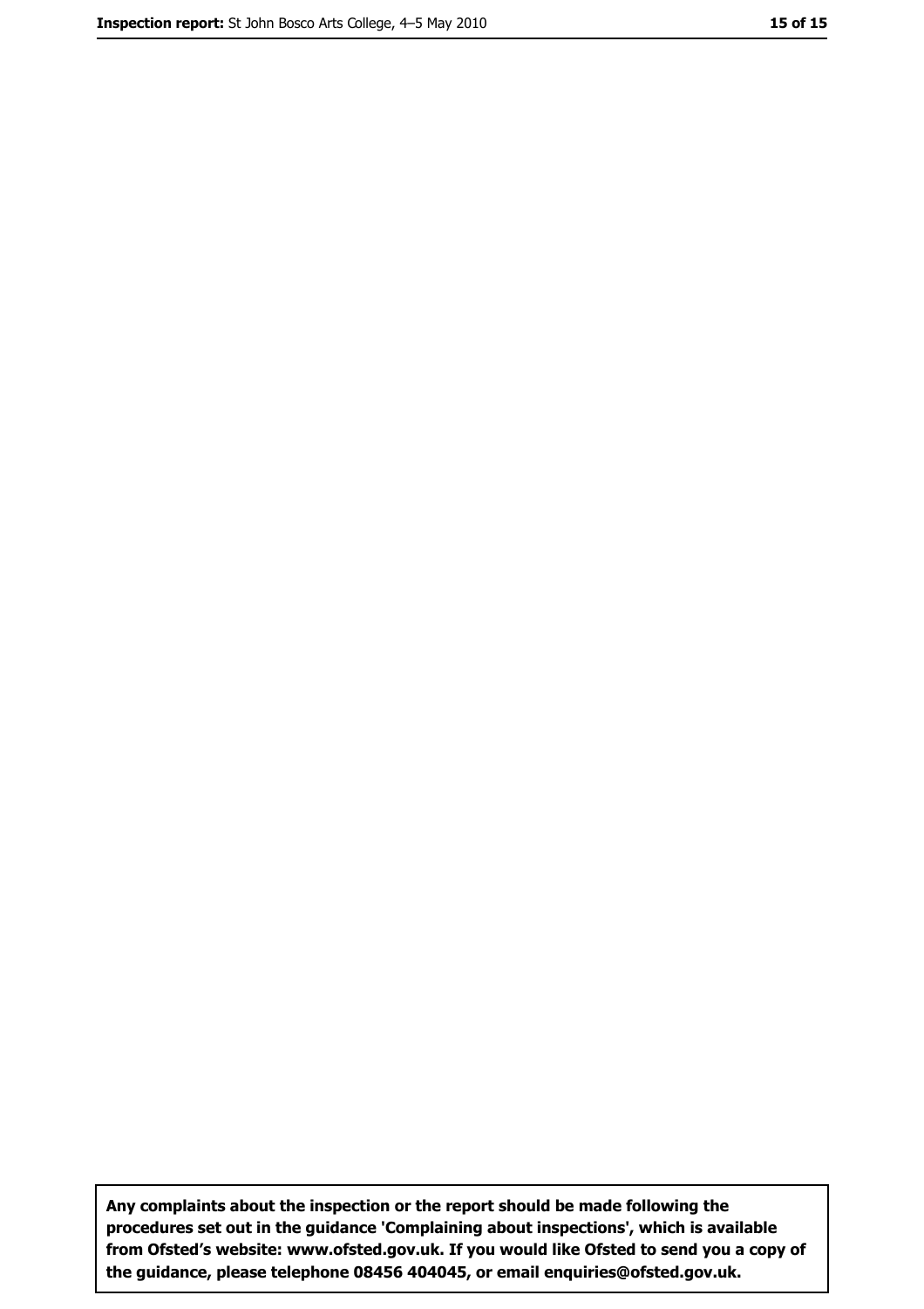**Any complaints about the inspection or the report should be made following the procedures set out in the guidance 'Complaining about inspections', which is available from Ofsted's website: www.ofsted.gov.uk. If you would like Ofsted to send you a copy of the guidance, please telephone 08456 404045, or email enquiries@ofsted.gov.uk.**